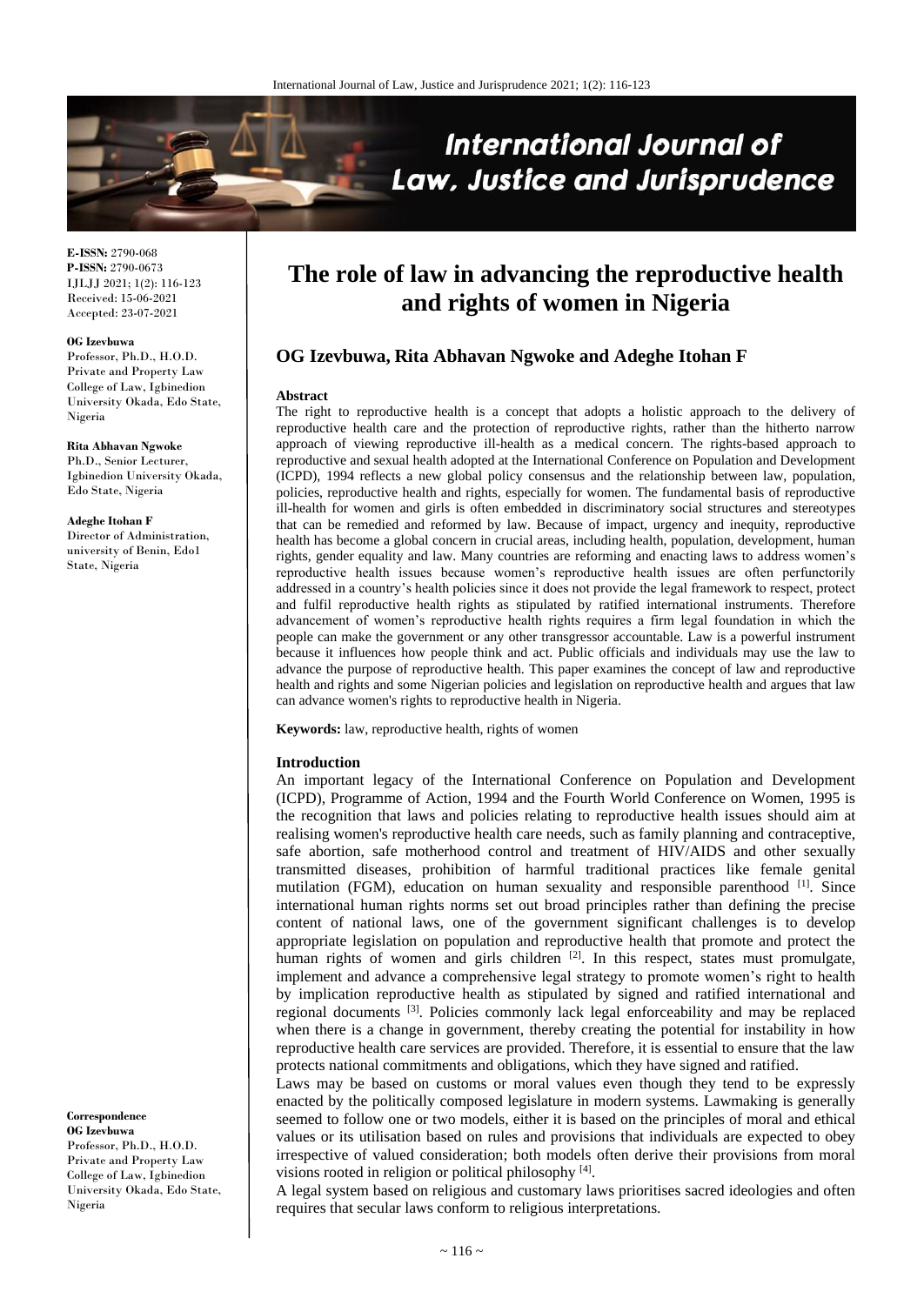E-ISSN: 2790-068
P-ISSN: 2790-0673
IJLJJ 2021; 1(2): 116-123
Received: 15-06-2021
Accepted: 23-07-2021

**OG Izevbuwa**
Professor, Ph.D., H.O.D. Private and Property Law College of Law, Igbinedion University Okada, Edo State, Nigeria

**Rita Abhavan Ngwoke**
Ph.D., Senior Lecturer, Igbinedion University Okada, Edo State, Nigeria

**Adeghe Itohan F**
Director of Administration, university of Benin, Edo1 State, Nigeria

**Correspondence**
**OG Izevbuwa**
Professor, Ph.D., H.O.D. Private and Property Law College of Law, Igbinedion University Okada, Edo State, Nigeria

# The role of law in advancing the reproductive health and rights of women in Nigeria

## OG Izevbuwa, Rita Abhavan Ngwoke and Adeghe Itohan F

**Abstract**

The right to reproductive health is a concept that adopts a holistic approach to the delivery of reproductive health care and the protection of reproductive rights, rather than the hitherto narrow approach of viewing reproductive ill-health as a medical concern. The rights-based approach to reproductive and sexual health adopted at the International Conference on Population and Development (ICPD), 1994 reflects a new global policy consensus and the relationship between law, population, policies, reproductive health and rights, especially for women. The fundamental basis of reproductive ill-health for women and girls is often embedded in discriminatory social structures and stereotypes that can be remedied and reformed by law. Because of impact, urgency and inequity, reproductive health has become a global concern in crucial areas, including health, population, development, human rights, gender equality and law. Many countries are reforming and enacting laws to address women's reproductive health issues because women's reproductive health issues are often perfunctorily addressed in a country's health policies since it does not provide the legal framework to respect, protect and fulfil reproductive health rights as stipulated by ratified international instruments. Therefore advancement of women's reproductive health rights requires a firm legal foundation in which the people can make the government or any other transgressor accountable. Law is a powerful instrument because it influences how people think and act. Public officials and individuals may use the law to advance the purpose of reproductive health. This paper examines the concept of law and reproductive health and rights and some Nigerian policies and legislation on reproductive health and argues that law can advance women's rights to reproductive health in Nigeria.

**Keywords:** law, reproductive health, rights of women

## Introduction

An important legacy of the International Conference on Population and Development (ICPD), Programme of Action, 1994 and the Fourth World Conference on Women, 1995 is the recognition that laws and policies relating to reproductive health issues should aim at realising women's reproductive health care needs, such as family planning and contraceptive, safe abortion, safe motherhood control and treatment of HIV/AIDS and other sexually transmitted diseases, prohibition of harmful traditional practices like female genital mutilation (FGM), education on human sexuality and responsible parenthood [1]. Since international human rights norms set out broad principles rather than defining the precise content of national laws, one of the government significant challenges is to develop appropriate legislation on population and reproductive health that promote and protect the human rights of women and girls children [2]. In this respect, states must promulgate, implement and advance a comprehensive legal strategy to promote women's right to health by implication reproductive health as stipulated by signed and ratified international and regional documents [3]. Policies commonly lack legal enforceability and may be replaced when there is a change in government, thereby creating the potential for instability in how reproductive health care services are provided. Therefore, it is essential to ensure that the law protects national commitments and obligations, which they have signed and ratified.

Laws may be based on customs or moral values even though they tend to be expressly enacted by the politically composed legislature in modern systems. Lawmaking is generally seemed to follow one or two models, either it is based on the principles of moral and ethical values or its utilisation based on rules and provisions that individuals are expected to obey irrespective of valued consideration; both models often derive their provisions from moral visions rooted in religion or political philosophy [4].

A legal system based on religious and customary laws prioritises sacred ideologies and often requires that secular laws conform to religious interpretations.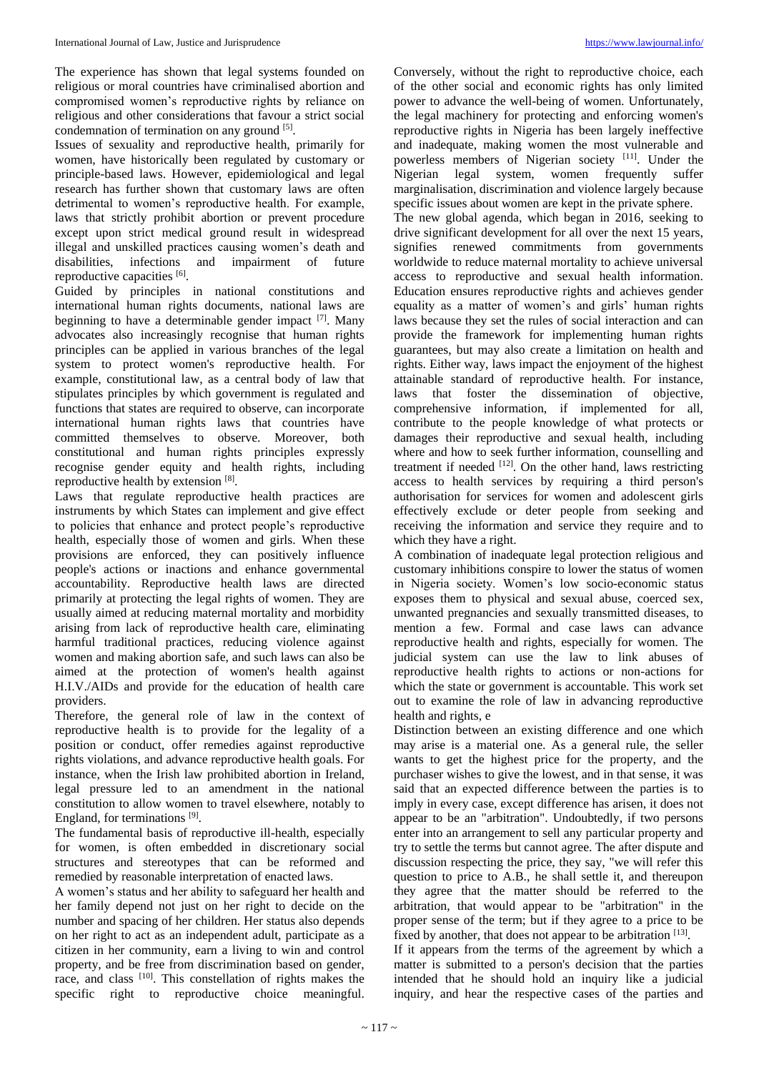The experience has shown that legal systems founded on religious or moral countries have criminalised abortion and compromised women's reproductive rights by reliance on religious and other considerations that favour a strict social condemnation of termination on any ground [5].

Issues of sexuality and reproductive health, primarily for women, have historically been regulated by customary or principle-based laws. However, epidemiological and legal research has further shown that customary laws are often detrimental to women's reproductive health. For example, laws that strictly prohibit abortion or prevent procedure except upon strict medical ground result in widespread illegal and unskilled practices causing women's death and disabilities, infections and impairment of future reproductive capacities [6].

Guided by principles in national constitutions and international human rights documents, national laws are beginning to have a determinable gender impact [7]. Many advocates also increasingly recognise that human rights principles can be applied in various branches of the legal system to protect women's reproductive health. For example, constitutional law, as a central body of law that stipulates principles by which government is regulated and functions that states are required to observe, can incorporate international human rights laws that countries have committed themselves to observe. Moreover, both constitutional and human rights principles expressly recognise gender equity and health rights, including reproductive health by extension [8].

Laws that regulate reproductive health practices are instruments by which States can implement and give effect to policies that enhance and protect people's reproductive health, especially those of women and girls. When these provisions are enforced, they can positively influence people's actions or inactions and enhance governmental accountability. Reproductive health laws are directed primarily at protecting the legal rights of women. They are usually aimed at reducing maternal mortality and morbidity arising from lack of reproductive health care, eliminating harmful traditional practices, reducing violence against women and making abortion safe, and such laws can also be aimed at the protection of women's health against H.I.V./AIDs and provide for the education of health care providers.

Therefore, the general role of law in the context of reproductive health is to provide for the legality of a position or conduct, offer remedies against reproductive rights violations, and advance reproductive health goals. For instance, when the Irish law prohibited abortion in Ireland, legal pressure led to an amendment in the national constitution to allow women to travel elsewhere, notably to England, for terminations [9].

The fundamental basis of reproductive ill-health, especially for women, is often embedded in discretionary social structures and stereotypes that can be reformed and remedied by reasonable interpretation of enacted laws.

A women's status and her ability to safeguard her health and her family depend not just on her right to decide on the number and spacing of her children. Her status also depends on her right to act as an independent adult, participate as a citizen in her community, earn a living to win and control property, and be free from discrimination based on gender, race, and class [10]. This constellation of rights makes the specific right to reproductive choice meaningful. Conversely, without the right to reproductive choice, each of the other social and economic rights has only limited power to advance the well-being of women. Unfortunately, the legal machinery for protecting and enforcing women's reproductive rights in Nigeria has been largely ineffective and inadequate, making women the most vulnerable and powerless members of Nigerian society [11]. Under the Nigerian legal system, women frequently suffer marginalisation, discrimination and violence largely because specific issues about women are kept in the private sphere.

The new global agenda, which began in 2016, seeking to drive significant development for all over the next 15 years, signifies renewed commitments from governments worldwide to reduce maternal mortality to achieve universal access to reproductive and sexual health information. Education ensures reproductive rights and achieves gender equality as a matter of women's and girls' human rights laws because they set the rules of social interaction and can provide the framework for implementing human rights guarantees, but may also create a limitation on health and rights. Either way, laws impact the enjoyment of the highest attainable standard of reproductive health. For instance, laws that foster the dissemination of objective, comprehensive information, if implemented for all, contribute to the people knowledge of what protects or damages their reproductive and sexual health, including where and how to seek further information, counselling and treatment if needed [12]. On the other hand, laws restricting access to health services by requiring a third person's authorisation for services for women and adolescent girls effectively exclude or deter people from seeking and receiving the information and service they require and to which they have a right.

A combination of inadequate legal protection religious and customary inhibitions conspire to lower the status of women in Nigeria society. Women's low socio-economic status exposes them to physical and sexual abuse, coerced sex, unwanted pregnancies and sexually transmitted diseases, to mention a few. Formal and case laws can advance reproductive health and rights, especially for women. The judicial system can use the law to link abuses of reproductive health rights to actions or non-actions for which the state or government is accountable. This work set out to examine the role of law in advancing reproductive health and rights, e

Distinction between an existing difference and one which may arise is a material one. As a general rule, the seller wants to get the highest price for the property, and the purchaser wishes to give the lowest, and in that sense, it was said that an expected difference between the parties is to imply in every case, except difference has arisen, it does not appear to be an "arbitration". Undoubtedly, if two persons enter into an arrangement to sell any particular property and try to settle the terms but cannot agree. The after dispute and discussion respecting the price, they say, "we will refer this question to price to A.B., he shall settle it, and thereupon they agree that the matter should be referred to the arbitration, that would appear to be "arbitration" in the proper sense of the term; but if they agree to a price to be fixed by another, that does not appear to be arbitration [13].

If it appears from the terms of the agreement by which a matter is submitted to a person's decision that the parties intended that he should hold an inquiry like a judicial inquiry, and hear the respective cases of the parties and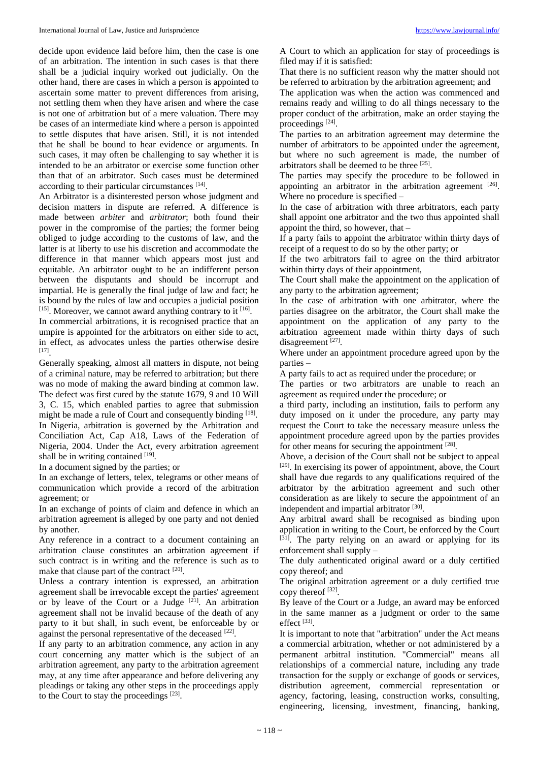decide upon evidence laid before him, then the case is one of an arbitration. The intention in such cases is that there shall be a judicial inquiry worked out judicially. On the other hand, there are cases in which a person is appointed to ascertain some matter to prevent differences from arising, not settling them when they have arisen and where the case is not one of arbitration but of a mere valuation. There may be cases of an intermediate kind where a person is appointed to settle disputes that have arisen. Still, it is not intended that he shall be bound to hear evidence or arguments. In such cases, it may often be challenging to say whether it is intended to be an arbitrator or exercise some function other than that of an arbitrator. Such cases must be determined according to their particular circumstances [14].

An Arbitrator is a disinterested person whose judgment and decision matters in dispute are referred. A difference is made between *arbiter* and *arbitrator*; both found their power in the compromise of the parties; the former being obliged to judge according to the customs of law, and the latter is at liberty to use his discretion and accommodate the difference in that manner which appears most just and equitable. An arbitrator ought to be an indifferent person between the disputants and should be incorrupt and impartial. He is generally the final judge of law and fact; he is bound by the rules of law and occupies a judicial position [15]. Moreover, we cannot award anything contrary to it [16].

In commercial arbitrations, it is recognised practice that an umpire is appointed for the arbitrators on either side to act, in effect, as advocates unless the parties otherwise desire [17].

Generally speaking, almost all matters in dispute, not being of a criminal nature, may be referred to arbitration; but there was no mode of making the award binding at common law. The defect was first cured by the statute 1679, 9 and 10 Will 3, C. 15, which enabled parties to agree that submission might be made a rule of Court and consequently binding [18].

In Nigeria, arbitration is governed by the Arbitration and Conciliation Act, Cap A18, Laws of the Federation of Nigeria, 2004. Under the Act, every arbitration agreement shall be in writing contained [19].

In a document signed by the parties; or

In an exchange of letters, telex, telegrams or other means of communication which provide a record of the arbitration agreement; or

In an exchange of points of claim and defence in which an arbitration agreement is alleged by one party and not denied by another.

Any reference in a contract to a document containing an arbitration clause constitutes an arbitration agreement if such contract is in writing and the reference is such as to make that clause part of the contract [20].

Unless a contrary intention is expressed, an arbitration agreement shall be irrevocable except the parties' agreement or by leave of the Court or a Judge [21]. An arbitration agreement shall not be invalid because of the death of any party to it but shall, in such event, be enforceable by or against the personal representative of the deceased [22].

If any party to an arbitration commence, any action in any court concerning any matter which is the subject of an arbitration agreement, any party to the arbitration agreement may, at any time after appearance and before delivering any pleadings or taking any other steps in the proceedings apply to the Court to stay the proceedings [23].

A Court to which an application for stay of proceedings is filed may if it is satisfied:

That there is no sufficient reason why the matter should not be referred to arbitration by the arbitration agreement; and

The application was when the action was commenced and remains ready and willing to do all things necessary to the proper conduct of the arbitration, make an order staying the proceedings [24].

The parties to an arbitration agreement may determine the number of arbitrators to be appointed under the agreement, but where no such agreement is made, the number of arbitrators shall be deemed to be three [25].

The parties may specify the procedure to be followed in appointing an arbitrator in the arbitration agreement [26]. Where no procedure is specified –

In the case of arbitration with three arbitrators, each party shall appoint one arbitrator and the two thus appointed shall appoint the third, so however, that –

If a party fails to appoint the arbitrator within thirty days of receipt of a request to do so by the other party; or

If the two arbitrators fail to agree on the third arbitrator within thirty days of their appointment,

The Court shall make the appointment on the application of any party to the arbitration agreement;

In the case of arbitration with one arbitrator, where the parties disagree on the arbitrator, the Court shall make the appointment on the application of any party to the arbitration agreement made within thirty days of such disagreement [27].

Where under an appointment procedure agreed upon by the parties –

A party fails to act as required under the procedure; or

The parties or two arbitrators are unable to reach an agreement as required under the procedure; or

a third party, including an institution, fails to perform any duty imposed on it under the procedure, any party may request the Court to take the necessary measure unless the appointment procedure agreed upon by the parties provides for other means for securing the appointment [28].

Above, a decision of the Court shall not be subject to appeal [29]. In exercising its power of appointment, above, the Court shall have due regards to any qualifications required of the arbitrator by the arbitration agreement and such other consideration as are likely to secure the appointment of an independent and impartial arbitrator [30].

Any arbitral award shall be recognised as binding upon application in writing to the Court, be enforced by the Court [31]. The party relying on an award or applying for its enforcement shall supply –

The duly authenticated original award or a duly certified copy thereof; and

The original arbitration agreement or a duly certified true copy thereof [32].

By leave of the Court or a Judge, an award may be enforced in the same manner as a judgment or order to the same effect [33].

It is important to note that "arbitration" under the Act means a commercial arbitration, whether or not administered by a permanent arbitral institution. "Commercial" means all relationships of a commercial nature, including any trade transaction for the supply or exchange of goods or services, distribution agreement, commercial representation or agency, factoring, leasing, construction works, consulting, engineering, licensing, investment, financing, banking,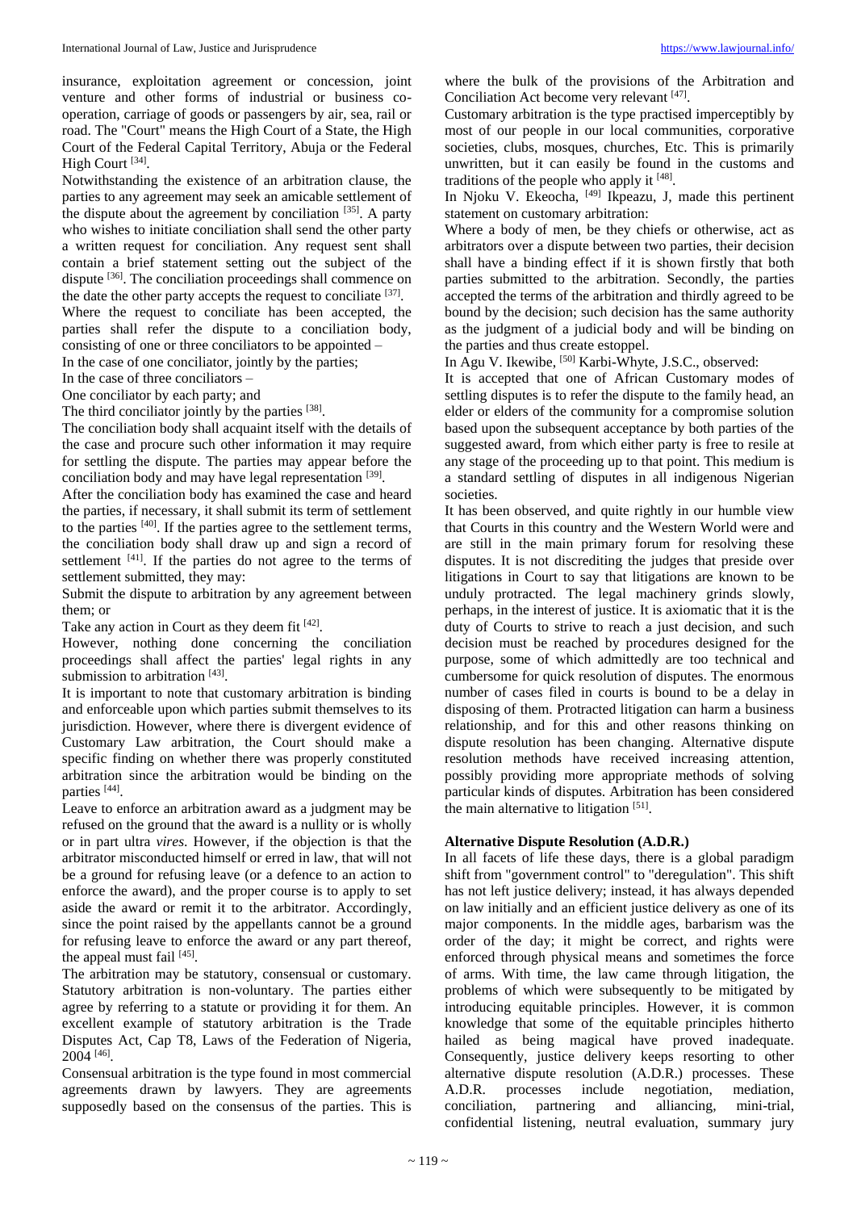insurance, exploitation agreement or concession, joint venture and other forms of industrial or business co-operation, carriage of goods or passengers by air, sea, rail or road. The "Court" means the High Court of a State, the High Court of the Federal Capital Territory, Abuja or the Federal High Court [34].

Notwithstanding the existence of an arbitration clause, the parties to any agreement may seek an amicable settlement of the dispute about the agreement by conciliation [35]. A party who wishes to initiate conciliation shall send the other party a written request for conciliation. Any request sent shall contain a brief statement setting out the subject of the dispute [36]. The conciliation proceedings shall commence on the date the other party accepts the request to conciliate [37].

Where the request to conciliate has been accepted, the parties shall refer the dispute to a conciliation body, consisting of one or three conciliators to be appointed –

In the case of one conciliator, jointly by the parties;

In the case of three conciliators –

One conciliator by each party; and

The third conciliator jointly by the parties [38].

The conciliation body shall acquaint itself with the details of the case and procure such other information it may require for settling the dispute. The parties may appear before the conciliation body and may have legal representation [39].

After the conciliation body has examined the case and heard the parties, if necessary, it shall submit its term of settlement to the parties [40]. If the parties agree to the settlement terms, the conciliation body shall draw up and sign a record of settlement [41]. If the parties do not agree to the terms of settlement submitted, they may:

Submit the dispute to arbitration by any agreement between them; or

Take any action in Court as they deem fit [42].

However, nothing done concerning the conciliation proceedings shall affect the parties' legal rights in any submission to arbitration [43].

It is important to note that customary arbitration is binding and enforceable upon which parties submit themselves to its jurisdiction. However, where there is divergent evidence of Customary Law arbitration, the Court should make a specific finding on whether there was properly constituted arbitration since the arbitration would be binding on the parties [44].

Leave to enforce an arbitration award as a judgment may be refused on the ground that the award is a nullity or is wholly or in part ultra *vires*. However, if the objection is that the arbitrator misconducted himself or erred in law, that will not be a ground for refusing leave (or a defence to an action to enforce the award), and the proper course is to apply to set aside the award or remit it to the arbitrator. Accordingly, since the point raised by the appellants cannot be a ground for refusing leave to enforce the award or any part thereof, the appeal must fail [45].

The arbitration may be statutory, consensual or customary. Statutory arbitration is non-voluntary. The parties either agree by referring to a statute or providing it for them. An excellent example of statutory arbitration is the Trade Disputes Act, Cap T8, Laws of the Federation of Nigeria, 2004 [46].

Consensual arbitration is the type found in most commercial agreements drawn by lawyers. They are agreements supposedly based on the consensus of the parties. This is where the bulk of the provisions of the Arbitration and Conciliation Act become very relevant [47].

Customary arbitration is the type practised imperceptibly by most of our people in our local communities, corporative societies, clubs, mosques, churches, Etc. This is primarily unwritten, but it can easily be found in the customs and traditions of the people who apply it [48].

In Njoku V. Ekeocha, [49] Ikpeazu, J, made this pertinent statement on customary arbitration:

Where a body of men, be they chiefs or otherwise, act as arbitrators over a dispute between two parties, their decision shall have a binding effect if it is shown firstly that both parties submitted to the arbitration. Secondly, the parties accepted the terms of the arbitration and thirdly agreed to be bound by the decision; such decision has the same authority as the judgment of a judicial body and will be binding on the parties and thus create estoppel.

In Agu V. Ikewibe, [50] Karbi-Whyte, J.S.C., observed:

It is accepted that one of African Customary modes of settling disputes is to refer the dispute to the family head, an elder or elders of the community for a compromise solution based upon the subsequent acceptance by both parties of the suggested award, from which either party is free to resile at any stage of the proceeding up to that point. This medium is a standard settling of disputes in all indigenous Nigerian societies.

It has been observed, and quite rightly in our humble view that Courts in this country and the Western World were and are still in the main primary forum for resolving these disputes. It is not discrediting the judges that preside over litigations in Court to say that litigations are known to be unduly protracted. The legal machinery grinds slowly, perhaps, in the interest of justice. It is axiomatic that it is the duty of Courts to strive to reach a just decision, and such decision must be reached by procedures designed for the purpose, some of which admittedly are too technical and cumbersome for quick resolution of disputes. The enormous number of cases filed in courts is bound to be a delay in disposing of them. Protracted litigation can harm a business relationship, and for this and other reasons thinking on dispute resolution has been changing. Alternative dispute resolution methods have received increasing attention, possibly providing more appropriate methods of solving particular kinds of disputes. Arbitration has been considered the main alternative to litigation [51].

## Alternative Dispute Resolution (A.D.R.)

In all facets of life these days, there is a global paradigm shift from "government control" to "deregulation". This shift has not left justice delivery; instead, it has always depended on law initially and an efficient justice delivery as one of its major components. In the middle ages, barbarism was the order of the day; it might be correct, and rights were enforced through physical means and sometimes the force of arms. With time, the law came through litigation, the problems of which were subsequently to be mitigated by introducing equitable principles. However, it is common knowledge that some of the equitable principles hitherto hailed as being magical have proved inadequate. Consequently, justice delivery keeps resorting to other alternative dispute resolution (A.D.R.) processes. These A.D.R. processes include negotiation, mediation, conciliation, partnering and alliancing, mini-trial, confidential listening, neutral evaluation, summary jury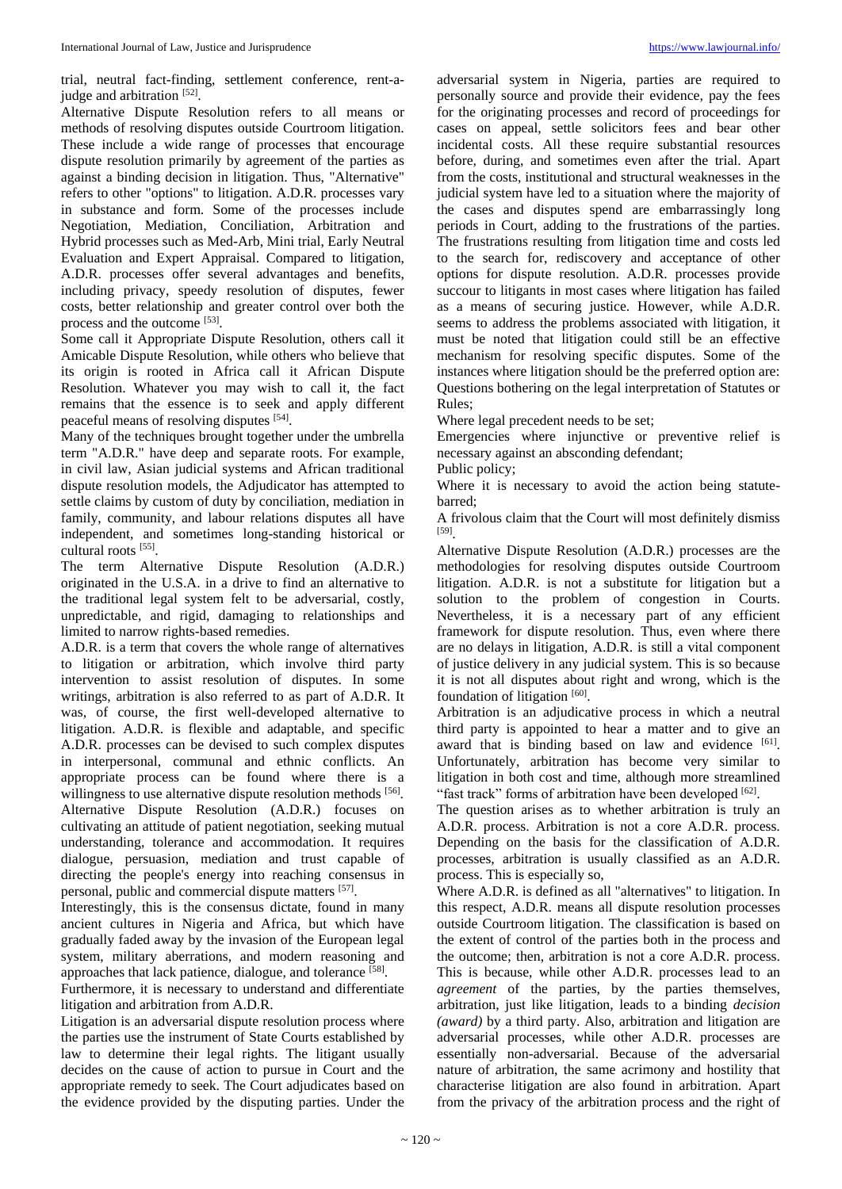trial, neutral fact-finding, settlement conference, rent-a-judge and arbitration [52].

Alternative Dispute Resolution refers to all means or methods of resolving disputes outside Courtroom litigation. These include a wide range of processes that encourage dispute resolution primarily by agreement of the parties as against a binding decision in litigation. Thus, "Alternative" refers to other "options" to litigation. A.D.R. processes vary in substance and form. Some of the processes include Negotiation, Mediation, Conciliation, Arbitration and Hybrid processes such as Med-Arb, Mini trial, Early Neutral Evaluation and Expert Appraisal. Compared to litigation, A.D.R. processes offer several advantages and benefits, including privacy, speedy resolution of disputes, fewer costs, better relationship and greater control over both the process and the outcome [53].

Some call it Appropriate Dispute Resolution, others call it Amicable Dispute Resolution, while others who believe that its origin is rooted in Africa call it African Dispute Resolution. Whatever you may wish to call it, the fact remains that the essence is to seek and apply different peaceful means of resolving disputes [54].

Many of the techniques brought together under the umbrella term "A.D.R." have deep and separate roots. For example, in civil law, Asian judicial systems and African traditional dispute resolution models, the Adjudicator has attempted to settle claims by custom of duty by conciliation, mediation in family, community, and labour relations disputes all have independent, and sometimes long-standing historical or cultural roots [55].

The term Alternative Dispute Resolution (A.D.R.) originated in the U.S.A. in a drive to find an alternative to the traditional legal system felt to be adversarial, costly, unpredictable, and rigid, damaging to relationships and limited to narrow rights-based remedies.

A.D.R. is a term that covers the whole range of alternatives to litigation or arbitration, which involve third party intervention to assist resolution of disputes. In some writings, arbitration is also referred to as part of A.D.R. It was, of course, the first well-developed alternative to litigation. A.D.R. is flexible and adaptable, and specific A.D.R. processes can be devised to such complex disputes in interpersonal, communal and ethnic conflicts. An appropriate process can be found where there is a willingness to use alternative dispute resolution methods [56].

Alternative Dispute Resolution (A.D.R.) focuses on cultivating an attitude of patient negotiation, seeking mutual understanding, tolerance and accommodation. It requires dialogue, persuasion, mediation and trust capable of directing the people's energy into reaching consensus in personal, public and commercial dispute matters [57].

Interestingly, this is the consensus dictate, found in many ancient cultures in Nigeria and Africa, but which have gradually faded away by the invasion of the European legal system, military aberrations, and modern reasoning and approaches that lack patience, dialogue, and tolerance [58].

Furthermore, it is necessary to understand and differentiate litigation and arbitration from A.D.R.

Litigation is an adversarial dispute resolution process where the parties use the instrument of State Courts established by law to determine their legal rights. The litigant usually decides on the cause of action to pursue in Court and the appropriate remedy to seek. The Court adjudicates based on the evidence provided by the disputing parties. Under the adversarial system in Nigeria, parties are required to personally source and provide their evidence, pay the fees for the originating processes and record of proceedings for cases on appeal, settle solicitors fees and bear other incidental costs. All these require substantial resources before, during, and sometimes even after the trial. Apart from the costs, institutional and structural weaknesses in the judicial system have led to a situation where the majority of the cases and disputes spend are embarrassingly long periods in Court, adding to the frustrations of the parties. The frustrations resulting from litigation time and costs led to the search for, rediscovery and acceptance of other options for dispute resolution. A.D.R. processes provide succour to litigants in most cases where litigation has failed as a means of securing justice. However, while A.D.R. seems to address the problems associated with litigation, it must be noted that litigation could still be an effective mechanism for resolving specific disputes. Some of the instances where litigation should be the preferred option are: Questions bothering on the legal interpretation of Statutes or Rules;

Where legal precedent needs to be set;

Emergencies where injunctive or preventive relief is necessary against an absconding defendant;

Public policy;

Where it is necessary to avoid the action being statute-barred;

A frivolous claim that the Court will most definitely dismiss [59].

Alternative Dispute Resolution (A.D.R.) processes are the methodologies for resolving disputes outside Courtroom litigation. A.D.R. is not a substitute for litigation but a solution to the problem of congestion in Courts. Nevertheless, it is a necessary part of any efficient framework for dispute resolution. Thus, even where there are no delays in litigation, A.D.R. is still a vital component of justice delivery in any judicial system. This is so because it is not all disputes about right and wrong, which is the foundation of litigation [60].

Arbitration is an adjudicative process in which a neutral third party is appointed to hear a matter and to give an award that is binding based on law and evidence [61]. Unfortunately, arbitration has become very similar to litigation in both cost and time, although more streamlined "fast track" forms of arbitration have been developed [62].

The question arises as to whether arbitration is truly an A.D.R. process. Arbitration is not a core A.D.R. process. Depending on the basis for the classification of A.D.R. processes, arbitration is usually classified as an A.D.R. process. This is especially so,

Where A.D.R. is defined as all "alternatives" to litigation. In this respect, A.D.R. means all dispute resolution processes outside Courtroom litigation. The classification is based on the extent of control of the parties both in the process and the outcome; then, arbitration is not a core A.D.R. process. This is because, while other A.D.R. processes lead to an *agreement* of the parties, by the parties themselves, arbitration, just like litigation, leads to a binding *decision (award)* by a third party. Also, arbitration and litigation are adversarial processes, while other A.D.R. processes are essentially non-adversarial. Because of the adversarial nature of arbitration, the same acrimony and hostility that characterise litigation are also found in arbitration. Apart from the privacy of the arbitration process and the right of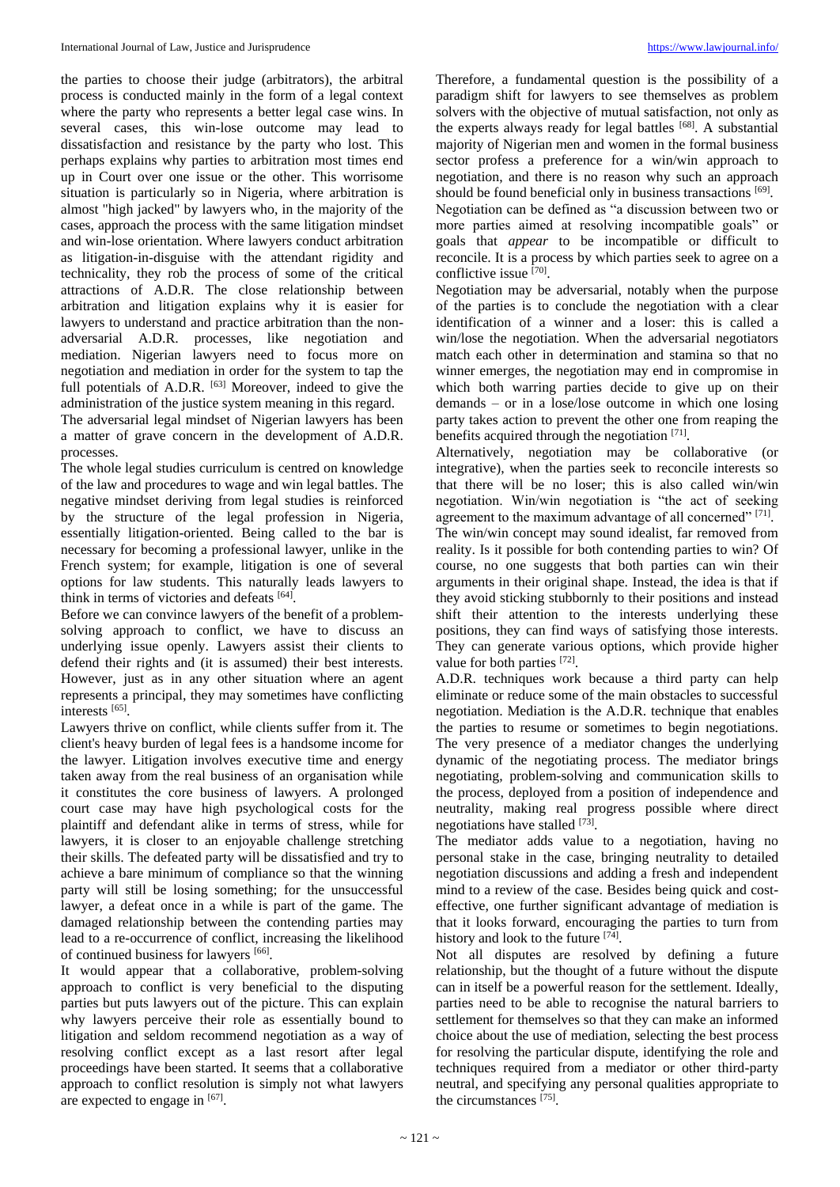the parties to choose their judge (arbitrators), the arbitral process is conducted mainly in the form of a legal context where the party who represents a better legal case wins. In several cases, this win-lose outcome may lead to dissatisfaction and resistance by the party who lost. This perhaps explains why parties to arbitration most times end up in Court over one issue or the other. This worrisome situation is particularly so in Nigeria, where arbitration is almost "high jacked" by lawyers who, in the majority of the cases, approach the process with the same litigation mindset and win-lose orientation. Where lawyers conduct arbitration as litigation-in-disguise with the attendant rigidity and technicality, they rob the process of some of the critical attractions of A.D.R. The close relationship between arbitration and litigation explains why it is easier for lawyers to understand and practice arbitration than the non-adversarial A.D.R. processes, like negotiation and mediation. Nigerian lawyers need to focus more on negotiation and mediation in order for the system to tap the full potentials of A.D.R. [63] Moreover, indeed to give the administration of the justice system meaning in this regard.

The adversarial legal mindset of Nigerian lawyers has been a matter of grave concern in the development of A.D.R. processes.

The whole legal studies curriculum is centred on knowledge of the law and procedures to wage and win legal battles. The negative mindset deriving from legal studies is reinforced by the structure of the legal profession in Nigeria, essentially litigation-oriented. Being called to the bar is necessary for becoming a professional lawyer, unlike in the French system; for example, litigation is one of several options for law students. This naturally leads lawyers to think in terms of victories and defeats [64].

Before we can convince lawyers of the benefit of a problem-solving approach to conflict, we have to discuss an underlying issue openly. Lawyers assist their clients to defend their rights and (it is assumed) their best interests. However, just as in any other situation where an agent represents a principal, they may sometimes have conflicting interests [65].

Lawyers thrive on conflict, while clients suffer from it. The client's heavy burden of legal fees is a handsome income for the lawyer. Litigation involves executive time and energy taken away from the real business of an organisation while it constitutes the core business of lawyers. A prolonged court case may have high psychological costs for the plaintiff and defendant alike in terms of stress, while for lawyers, it is closer to an enjoyable challenge stretching their skills. The defeated party will be dissatisfied and try to achieve a bare minimum of compliance so that the winning party will still be losing something; for the unsuccessful lawyer, a defeat once in a while is part of the game. The damaged relationship between the contending parties may lead to a re-occurrence of conflict, increasing the likelihood of continued business for lawyers [66].

It would appear that a collaborative, problem-solving approach to conflict is very beneficial to the disputing parties but puts lawyers out of the picture. This can explain why lawyers perceive their role as essentially bound to litigation and seldom recommend negotiation as a way of resolving conflict except as a last resort after legal proceedings have been started. It seems that a collaborative approach to conflict resolution is simply not what lawyers are expected to engage in [67].

Therefore, a fundamental question is the possibility of a paradigm shift for lawyers to see themselves as problem solvers with the objective of mutual satisfaction, not only as the experts always ready for legal battles [68]. A substantial majority of Nigerian men and women in the formal business sector profess a preference for a win/win approach to negotiation, and there is no reason why such an approach should be found beneficial only in business transactions [69].

Negotiation can be defined as "a discussion between two or more parties aimed at resolving incompatible goals" or goals that *appear* to be incompatible or difficult to reconcile. It is a process by which parties seek to agree on a conflictive issue [70].

Negotiation may be adversarial, notably when the purpose of the parties is to conclude the negotiation with a clear identification of a winner and a loser: this is called a win/lose the negotiation. When the adversarial negotiators match each other in determination and stamina so that no winner emerges, the negotiation may end in compromise in which both warring parties decide to give up on their demands – or in a lose/lose outcome in which one losing party takes action to prevent the other one from reaping the benefits acquired through the negotiation [71].

Alternatively, negotiation may be collaborative (or integrative), when the parties seek to reconcile interests so that there will be no loser; this is also called win/win negotiation. Win/win negotiation is "the act of seeking agreement to the maximum advantage of all concerned" [71].

The win/win concept may sound idealist, far removed from reality. Is it possible for both contending parties to win? Of course, no one suggests that both parties can win their arguments in their original shape. Instead, the idea is that if they avoid sticking stubbornly to their positions and instead shift their attention to the interests underlying these positions, they can find ways of satisfying those interests. They can generate various options, which provide higher value for both parties [72].

A.D.R. techniques work because a third party can help eliminate or reduce some of the main obstacles to successful negotiation. Mediation is the A.D.R. technique that enables the parties to resume or sometimes to begin negotiations. The very presence of a mediator changes the underlying dynamic of the negotiating process. The mediator brings negotiating, problem-solving and communication skills to the process, deployed from a position of independence and neutrality, making real progress possible where direct negotiations have stalled [73].

The mediator adds value to a negotiation, having no personal stake in the case, bringing neutrality to detailed negotiation discussions and adding a fresh and independent mind to a review of the case. Besides being quick and cost-effective, one further significant advantage of mediation is that it looks forward, encouraging the parties to turn from history and look to the future [74].

Not all disputes are resolved by defining a future relationship, but the thought of a future without the dispute can in itself be a powerful reason for the settlement. Ideally, parties need to be able to recognise the natural barriers to settlement for themselves so that they can make an informed choice about the use of mediation, selecting the best process for resolving the particular dispute, identifying the role and techniques required from a mediator or other third-party neutral, and specifying any personal qualities appropriate to the circumstances [75].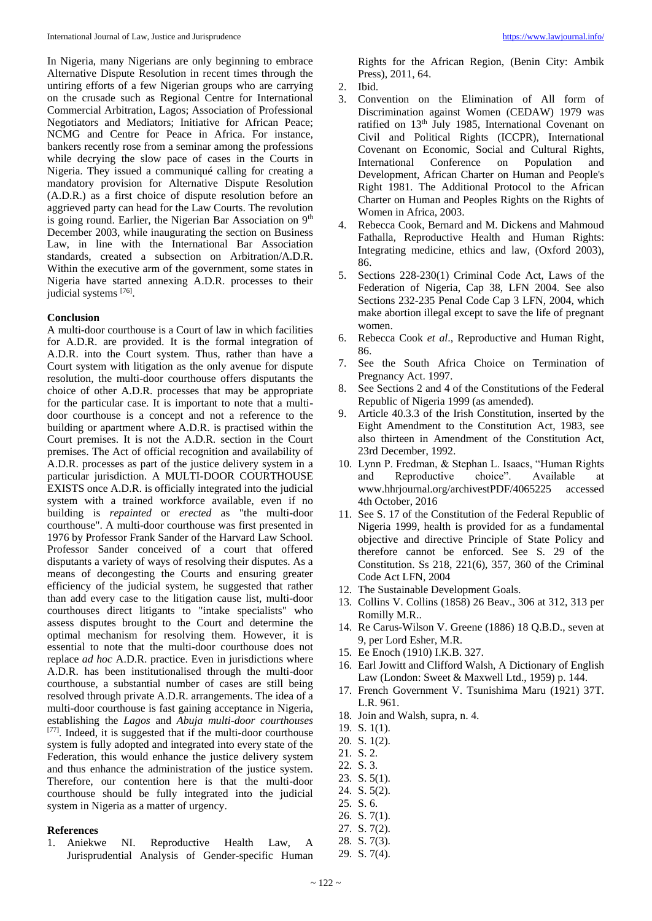In Nigeria, many Nigerians are only beginning to embrace Alternative Dispute Resolution in recent times through the untiring efforts of a few Nigerian groups who are carrying on the crusade such as Regional Centre for International Commercial Arbitration, Lagos; Association of Professional Negotiators and Mediators; Initiative for African Peace; NCMG and Centre for Peace in Africa. For instance, bankers recently rose from a seminar among the professions while decrying the slow pace of cases in the Courts in Nigeria. They issued a communiqué calling for creating a mandatory provision for Alternative Dispute Resolution (A.D.R.) as a first choice of dispute resolution before an aggrieved party can head for the Law Courts. The revolution is going round. Earlier, the Nigerian Bar Association on 9th December 2003, while inaugurating the section on Business Law, in line with the International Bar Association standards, created a subsection on Arbitration/A.D.R. Within the executive arm of the government, some states in Nigeria have started annexing A.D.R. processes to their judicial systems [76].

## Conclusion

A multi-door courthouse is a Court of law in which facilities for A.D.R. are provided. It is the formal integration of A.D.R. into the Court system. Thus, rather than have a Court system with litigation as the only avenue for dispute resolution, the multi-door courthouse offers disputants the choice of other A.D.R. processes that may be appropriate for the particular case. It is important to note that a multi-door courthouse is a concept and not a reference to the building or apartment where A.D.R. is practised within the Court premises. It is not the A.D.R. section in the Court premises. The Act of official recognition and availability of A.D.R. processes as part of the justice delivery system in a particular jurisdiction. A MULTI-DOOR COURTHOUSE EXISTS once A.D.R. is officially integrated into the judicial system with a trained workforce available, even if no building is *repainted* or *erected* as "the multi-door courthouse". A multi-door courthouse was first presented in 1976 by Professor Frank Sander of the Harvard Law School. Professor Sander conceived of a court that offered disputants a variety of ways of resolving their disputes. As a means of decongesting the Courts and ensuring greater efficiency of the judicial system, he suggested that rather than add every case to the litigation cause list, multi-door courthouses direct litigants to "intake specialists" who assess disputes brought to the Court and determine the optimal mechanism for resolving them. However, it is essential to note that the multi-door courthouse does not replace *ad hoc* A.D.R. practice. Even in jurisdictions where A.D.R. has been institutionalised through the multi-door courthouse, a substantial number of cases are still being resolved through private A.D.R. arrangements. The idea of a multi-door courthouse is fast gaining acceptance in Nigeria, establishing the *Lagos* and *Abuja multi-door courthouses* [77]. Indeed, it is suggested that if the multi-door courthouse system is fully adopted and integrated into every state of the Federation, this would enhance the justice delivery system and thus enhance the administration of the justice system. Therefore, our contention here is that the multi-door courthouse should be fully integrated into the judicial system in Nigeria as a matter of urgency.

## References

1. Aniekwe NI. Reproductive Health Law, A Jurisprudential Analysis of Gender-specific Human Rights for the African Region, (Benin City: Ambik Press), 2011, 64.
2. Ibid.
3. Convention on the Elimination of All form of Discrimination against Women (CEDAW) 1979 was ratified on 13th July 1985, International Covenant on Civil and Political Rights (ICCPR), International Covenant on Economic, Social and Cultural Rights, International Conference on Population and Development, African Charter on Human and People's Right 1981. The Additional Protocol to the African Charter on Human and Peoples Rights on the Rights of Women in Africa, 2003.
4. Rebecca Cook, Bernard and M. Dickens and Mahmoud Fathalla, Reproductive Health and Human Rights: Integrating medicine, ethics and law, (Oxford 2003), 86.
5. Sections 228-230(1) Criminal Code Act, Laws of the Federation of Nigeria, Cap 38, LFN 2004. See also Sections 232-235 Penal Code Cap 3 LFN, 2004, which make abortion illegal except to save the life of pregnant women.
6. Rebecca Cook *et al*., Reproductive and Human Right, 86.
7. See the South Africa Choice on Termination of Pregnancy Act. 1997.
8. See Sections 2 and 4 of the Constitutions of the Federal Republic of Nigeria 1999 (as amended).
9. Article 40.3.3 of the Irish Constitution, inserted by the Eight Amendment to the Constitution Act, 1983, see also thirteen in Amendment of the Constitution Act, 23rd December, 1992.
10. Lynn P. Fredman, & Stephan L. Isaacs, "Human Rights and Reproductive choice". Available at www.hhrjournal.org/archivestPDF/4065225 accessed 4th October, 2016
11. See S. 17 of the Constitution of the Federal Republic of Nigeria 1999, health is provided for as a fundamental objective and directive Principle of State Policy and therefore cannot be enforced. See S. 29 of the Constitution. Ss 218, 221(6), 357, 360 of the Criminal Code Act LFN, 2004
12. The Sustainable Development Goals.
13. Collins V. Collins (1858) 26 Beav., 306 at 312, 313 per Romilly M.R..
14. Re Carus-Wilson V. Greene (1886) 18 Q.B.D., seven at 9, per Lord Esher, M.R.
15. Ee Enoch (1910) I.K.B. 327.
16. Earl Jowitt and Clifford Walsh, A Dictionary of English Law (London: Sweet & Maxwell Ltd., 1959) p. 144.
17. French Government V. Tsunishima Maru (1921) 37T. L.R. 961.
18. Join and Walsh, supra, n. 4.
19. S. 1(1).
20. S. 1(2).
21. S. 2.
22. S. 3.
23. S. 5(1).
24. S. 5(2).
25. S. 6.
26. S. 7(1).
27. S. 7(2).
28. S. 7(3).
29. S. 7(4).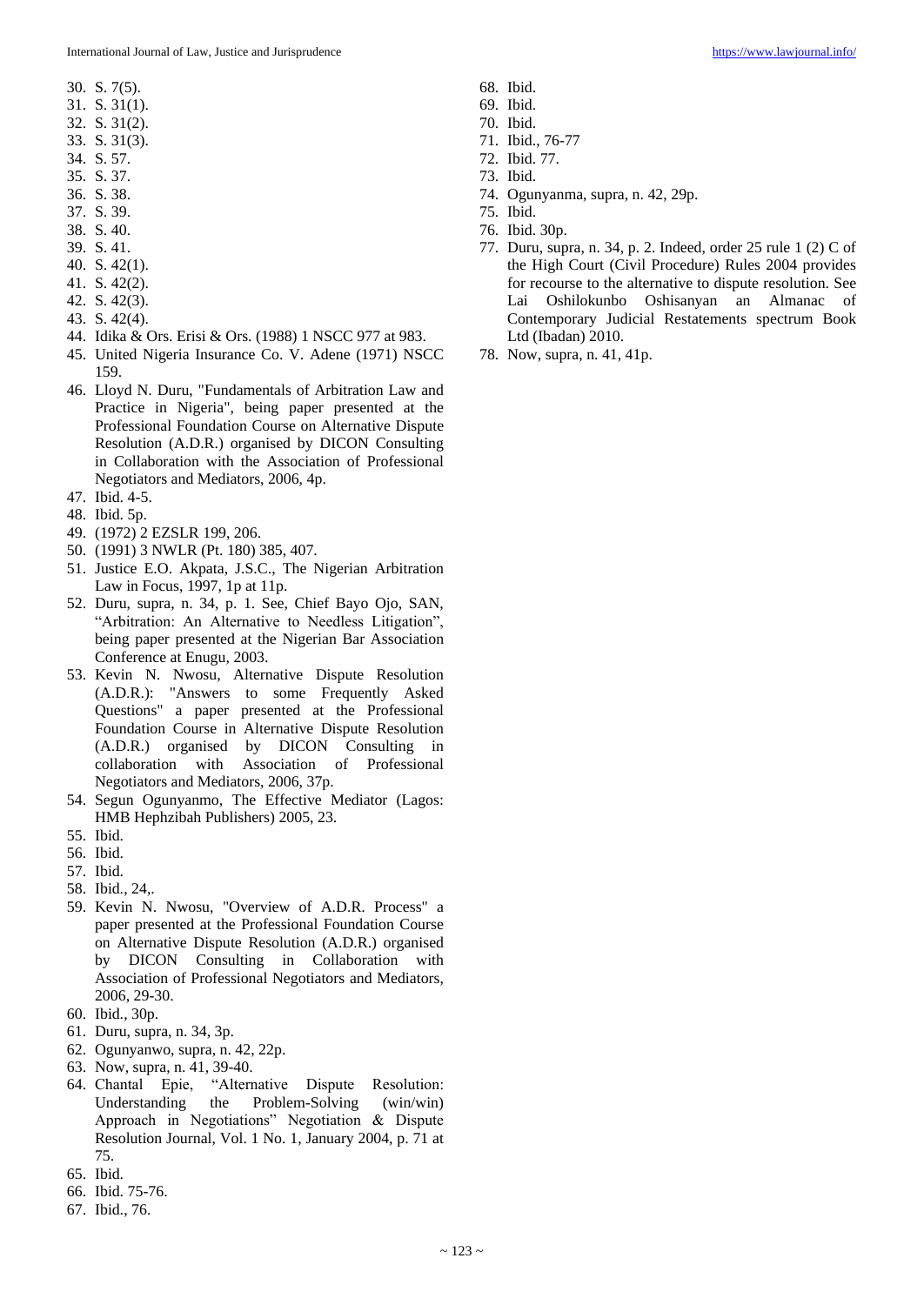30. S. 7(5).
31. S. 31(1).
32. S. 31(2).
33. S. 31(3).
34. S. 57.
35. S. 37.
36. S. 38.
37. S. 39.
38. S. 40.
39. S. 41.
40. S. 42(1).
41. S. 42(2).
42. S. 42(3).
43. S. 42(4).
44. Idika & Ors. Erisi & Ors. (1988) 1 NSCC 977 at 983.
45. United Nigeria Insurance Co. V. Adene (1971) NSCC 159.
46. Lloyd N. Duru, "Fundamentals of Arbitration Law and Practice in Nigeria", being paper presented at the Professional Foundation Course on Alternative Dispute Resolution (A.D.R.) organised by DICON Consulting in Collaboration with the Association of Professional Negotiators and Mediators, 2006, 4p.
47. Ibid. 4-5.
48. Ibid. 5p.
49. (1972) 2 EZSLR 199, 206.
50. (1991) 3 NWLR (Pt. 180) 385, 407.
51. Justice E.O. Akpata, J.S.C., The Nigerian Arbitration Law in Focus, 1997, 1p at 11p.
52. Duru, supra, n. 34, p. 1. See, Chief Bayo Ojo, SAN, "Arbitration: An Alternative to Needless Litigation", being paper presented at the Nigerian Bar Association Conference at Enugu, 2003.
53. Kevin N. Nwosu, Alternative Dispute Resolution (A.D.R.): "Answers to some Frequently Asked Questions" a paper presented at the Professional Foundation Course in Alternative Dispute Resolution (A.D.R.) organised by DICON Consulting in collaboration with Association of Professional Negotiators and Mediators, 2006, 37p.
54. Segun Ogunyanmo, The Effective Mediator (Lagos: HMB Hephzibah Publishers) 2005, 23.
55. Ibid.
56. Ibid.
57. Ibid.
58. Ibid., 24,.
59. Kevin N. Nwosu, "Overview of A.D.R. Process" a paper presented at the Professional Foundation Course on Alternative Dispute Resolution (A.D.R.) organised by DICON Consulting in Collaboration with Association of Professional Negotiators and Mediators, 2006, 29-30.
60. Ibid., 30p.
61. Duru, supra, n. 34, 3p.
62. Ogunyanwo, supra, n. 42, 22p.
63. Now, supra, n. 41, 39-40.
64. Chantal Epie, "Alternative Dispute Resolution: Understanding the Problem-Solving (win/win) Approach in Negotiations" Negotiation & Dispute Resolution Journal, Vol. 1 No. 1, January 2004, p. 71 at 75.
65. Ibid.
66. Ibid. 75-76.
67. Ibid., 76.
68. Ibid.
69. Ibid.
70. Ibid.
71. Ibid., 76-77
72. Ibid. 77.
73. Ibid.
74. Ogunyanma, supra, n. 42, 29p.
75. Ibid.
76. Ibid. 30p.
77. Duru, supra, n. 34, p. 2. Indeed, order 25 rule 1 (2) C of the High Court (Civil Procedure) Rules 2004 provides for recourse to the alternative to dispute resolution. See Lai Oshilokunbo Oshisanyan an Almanac of Contemporary Judicial Restatements spectrum Book Ltd (Ibadan) 2010.
78. Now, supra, n. 41, 41p.